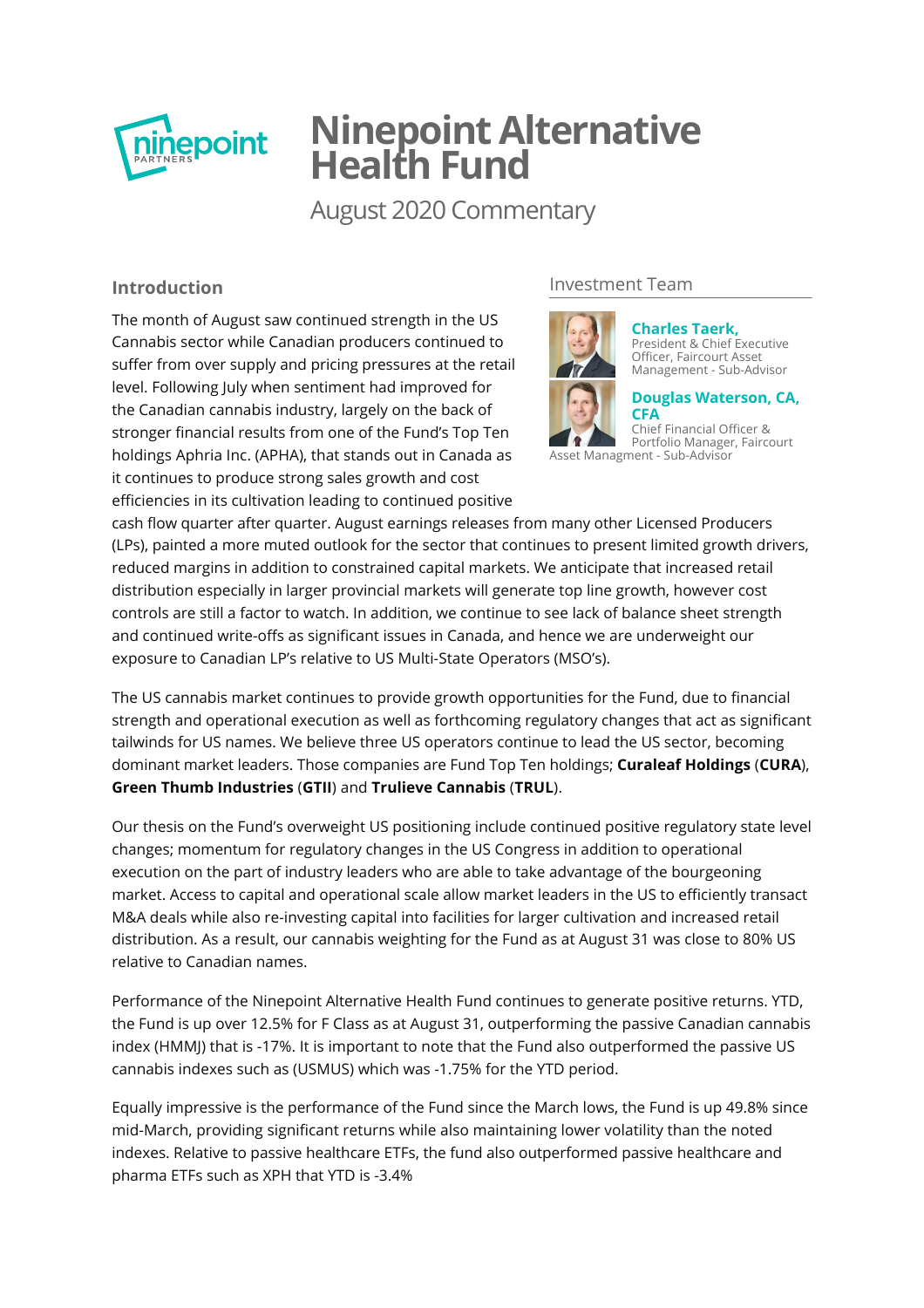# Ninepoint Alternative Health Fund

August 2020 Commentary

## Investment Team

**Charles Taerk,**
President & Chief Executive Officer, Faircourt Asset Management - Sub-Advisor

**Douglas Waterson, CA, CFA**
Chief Financial Officer & Portfolio Manager, Faircourt Asset Managment - Sub-Advisor

## Introduction

The month of August saw continued strength in the US Cannabis sector while Canadian producers continued to suffer from over supply and pricing pressures at the retail level. Following July when sentiment had improved for the Canadian cannabis industry, largely on the back of stronger financial results from one of the Fund's Top Ten holdings Aphria Inc. (APHA), that stands out in Canada as it continues to produce strong sales growth and cost efficiencies in its cultivation leading to continued positive cash flow quarter after quarter. August earnings releases from many other Licensed Producers (LPs), painted a more muted outlook for the sector that continues to present limited growth drivers, reduced margins in addition to constrained capital markets. We anticipate that increased retail distribution especially in larger provincial markets will generate top line growth, however cost controls are still a factor to watch. In addition, we continue to see lack of balance sheet strength and continued write-offs as significant issues in Canada, and hence we are underweight our exposure to Canadian LP's relative to US Multi-State Operators (MSO's).

The US cannabis market continues to provide growth opportunities for the Fund, due to financial strength and operational execution as well as forthcoming regulatory changes that act as significant tailwinds for US names. We believe three US operators continue to lead the US sector, becoming dominant market leaders. Those companies are Fund Top Ten holdings; **Curaleaf Holdings** (**CURA**), **Green Thumb Industries** (**GTII**) and **Trulieve Cannabis** (**TRUL**).

Our thesis on the Fund's overweight US positioning include continued positive regulatory state level changes; momentum for regulatory changes in the US Congress in addition to operational execution on the part of industry leaders who are able to take advantage of the bourgeoning market. Access to capital and operational scale allow market leaders in the US to efficiently transact M&A deals while also re-investing capital into facilities for larger cultivation and increased retail distribution. As a result, our cannabis weighting for the Fund as at August 31 was close to 80% US relative to Canadian names.

Performance of the Ninepoint Alternative Health Fund continues to generate positive returns. YTD, the Fund is up over 12.5% for F Class as at August 31, outperforming the passive Canadian cannabis index (HMMJ) that is -17%. It is important to note that the Fund also outperformed the passive US cannabis indexes such as (USMUS) which was -1.75% for the YTD period.

Equally impressive is the performance of the Fund since the March lows, the Fund is up 49.8% since mid-March, providing significant returns while also maintaining lower volatility than the noted indexes. Relative to passive healthcare ETFs, the fund also outperformed passive healthcare and pharma ETFs such as XPH that YTD is -3.4%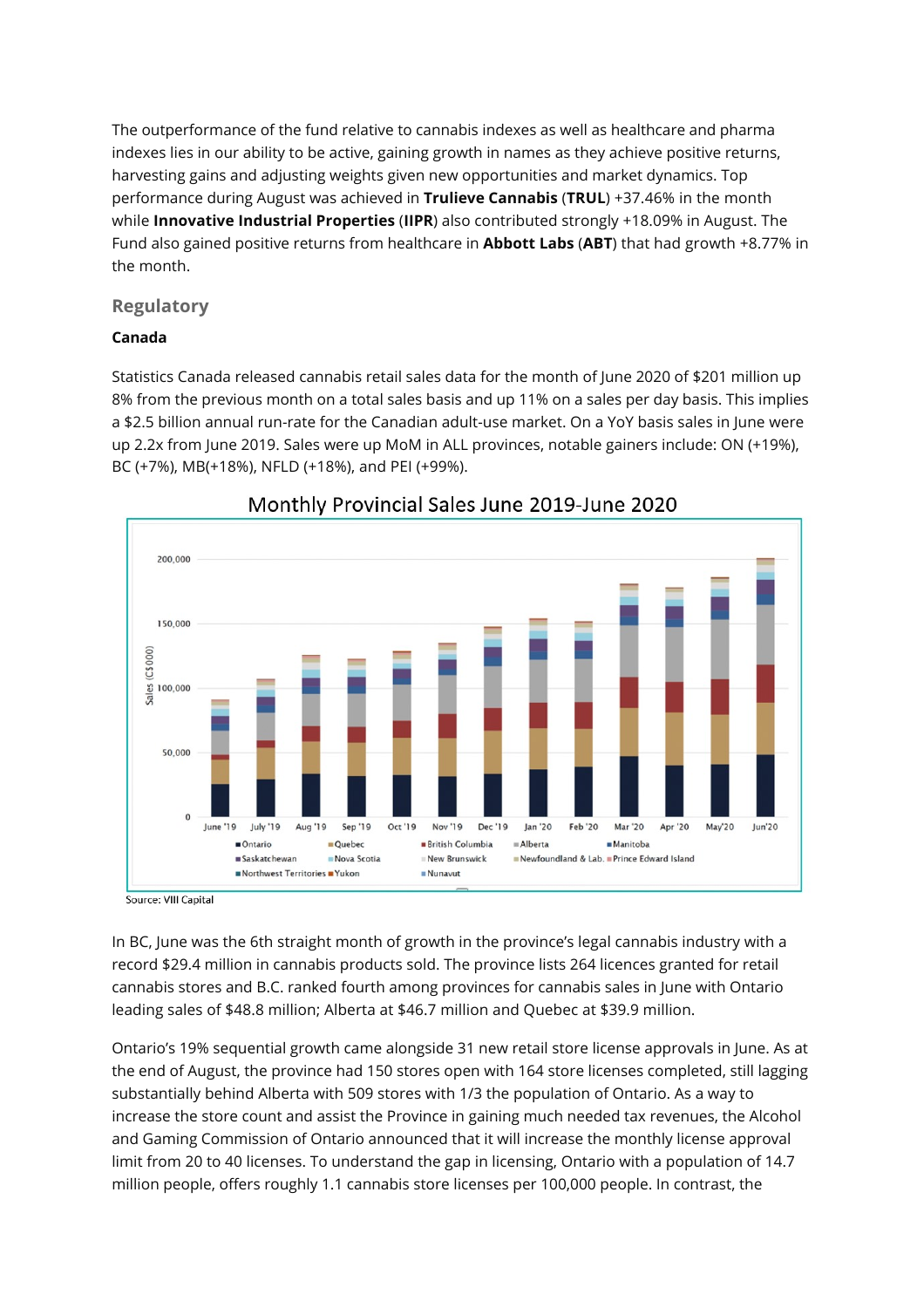The outperformance of the fund relative to cannabis indexes as well as healthcare and pharma indexes lies in our ability to be active, gaining growth in names as they achieve positive returns, harvesting gains and adjusting weights given new opportunities and market dynamics. Top performance during August was achieved in **Trulieve Cannabis** (**TRUL**) +37.46% in the month while **Innovative Industrial Properties** (**IIPR**) also contributed strongly +18.09% in August. The Fund also gained positive returns from healthcare in **Abbott Labs** (**ABT**) that had growth +8.77% in the month.

## Regulatory

### Canada

Statistics Canada released cannabis retail sales data for the month of June 2020 of $201 million up 8% from the previous month on a total sales basis and up 11% on a sales per day basis. This implies a $2.5 billion annual run-rate for the Canadian adult-use market. On a YoY basis sales in June were up 2.2x from June 2019. Sales were up MoM in ALL provinces, notable gainers include: ON (+19%), BC (+7%), MB(+18%), NFLD (+18%), and PEI (+99%).

Monthly Provincial Sales June 2019-June 2020

Source: VIII Capital

In BC, June was the 6th straight month of growth in the province's legal cannabis industry with a record $29.4 million in cannabis products sold. The province lists 264 licences granted for retail cannabis stores and B.C. ranked fourth among provinces for cannabis sales in June with Ontario leading sales of $48.8 million; Alberta at $46.7 million and Quebec at $39.9 million.

Ontario's 19% sequential growth came alongside 31 new retail store license approvals in June. As at the end of August, the province had 150 stores open with 164 store licenses completed, still lagging substantially behind Alberta with 509 stores with 1/3 the population of Ontario. As a way to increase the store count and assist the Province in gaining much needed tax revenues, the Alcohol and Gaming Commission of Ontario announced that it will increase the monthly license approval limit from 20 to 40 licenses. To understand the gap in licensing, Ontario with a population of 14.7 million people, offers roughly 1.1 cannabis store licenses per 100,000 people. In contrast, the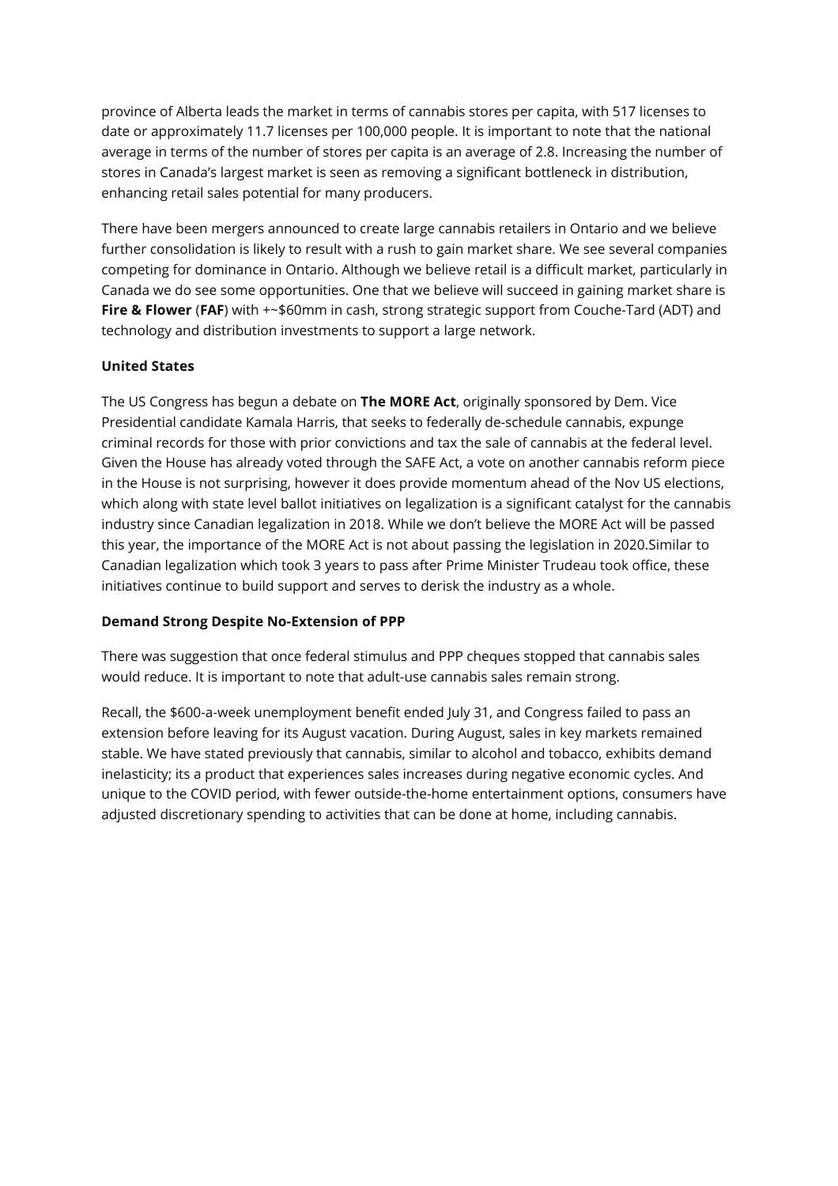province of Alberta leads the market in terms of cannabis stores per capita, with 517 licenses to date or approximately 11.7 licenses per 100,000 people. It is important to note that the national average in terms of the number of stores per capita is an average of 2.8. Increasing the number of stores in Canada's largest market is seen as removing a significant bottleneck in distribution, enhancing retail sales potential for many producers.

There have been mergers announced to create large cannabis retailers in Ontario and we believe further consolidation is likely to result with a rush to gain market share. We see several companies competing for dominance in Ontario. Although we believe retail is a difficult market, particularly in Canada we do see some opportunities. One that we believe will succeed in gaining market share is **Fire & Flower** (**FAF**) with +~$60mm in cash, strong strategic support from Couche-Tard (ADT) and technology and distribution investments to support a large network.

**United States**

The US Congress has begun a debate on **The MORE Act**, originally sponsored by Dem. Vice Presidential candidate Kamala Harris, that seeks to federally de-schedule cannabis, expunge criminal records for those with prior convictions and tax the sale of cannabis at the federal level. Given the House has already voted through the SAFE Act, a vote on another cannabis reform piece in the House is not surprising, however it does provide momentum ahead of the Nov US elections, which along with state level ballot initiatives on legalization is a significant catalyst for the cannabis industry since Canadian legalization in 2018. While we don't believe the MORE Act will be passed this year, the importance of the MORE Act is not about passing the legislation in 2020.Similar to Canadian legalization which took 3 years to pass after Prime Minister Trudeau took office, these initiatives continue to build support and serves to derisk the industry as a whole.

**Demand Strong Despite No-Extension of PPP**

There was suggestion that once federal stimulus and PPP cheques stopped that cannabis sales would reduce. It is important to note that adult-use cannabis sales remain strong.

Recall, the $600-a-week unemployment benefit ended July 31, and Congress failed to pass an extension before leaving for its August vacation. During August, sales in key markets remained stable. We have stated previously that cannabis, similar to alcohol and tobacco, exhibits demand inelasticity; its a product that experiences sales increases during negative economic cycles. And unique to the COVID period, with fewer outside-the-home entertainment options, consumers have adjusted discretionary spending to activities that can be done at home, including cannabis.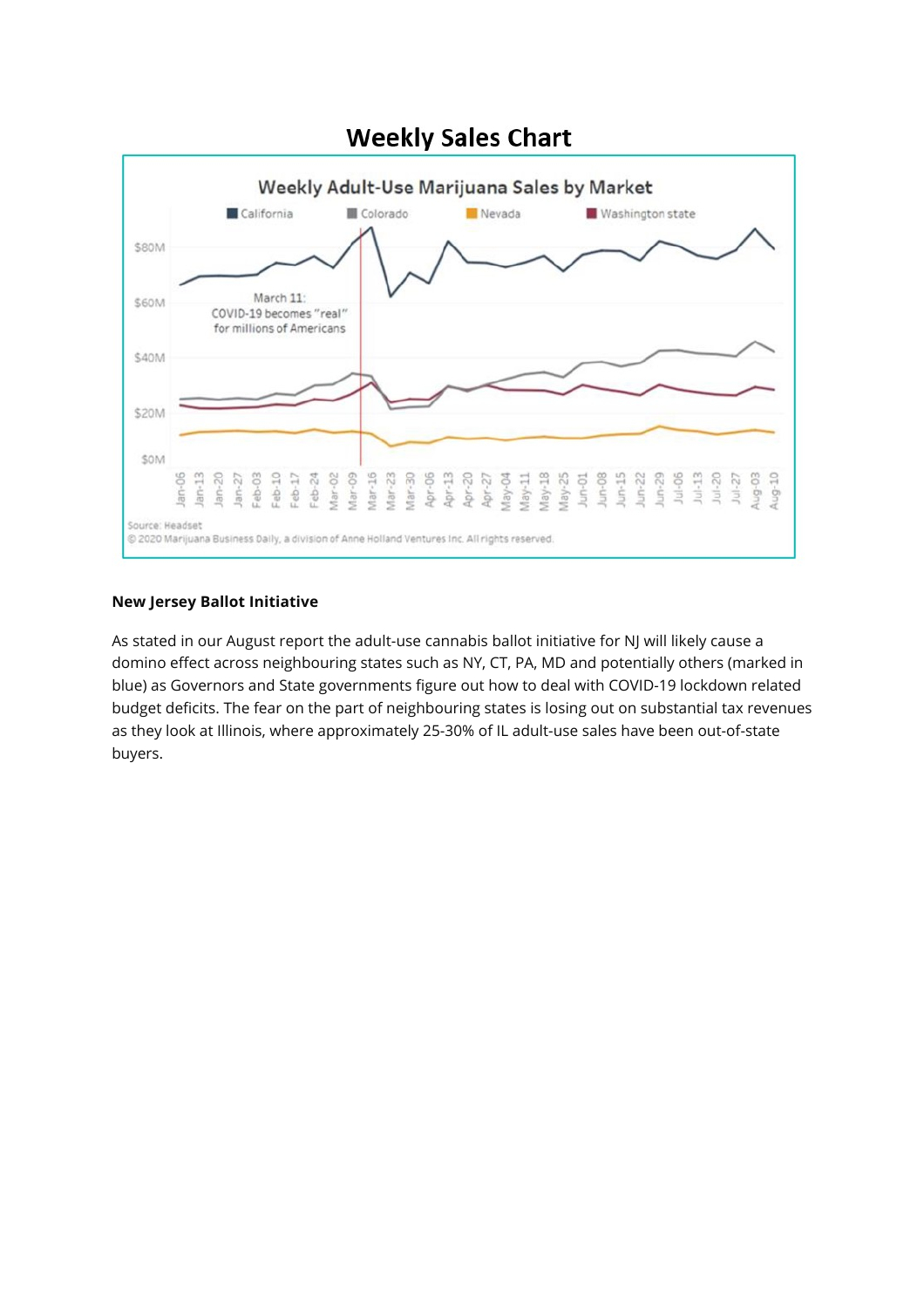## Weekly Sales Chart

**New Jersey Ballot Initiative**

As stated in our August report the adult-use cannabis ballot initiative for NJ will likely cause a domino effect across neighbouring states such as NY, CT, PA, MD and potentially others (marked in blue) as Governors and State governments figure out how to deal with COVID-19 lockdown related budget deficits. The fear on the part of neighbouring states is losing out on substantial tax revenues as they look at Illinois, where approximately 25-30% of IL adult-use sales have been out-of-state buyers.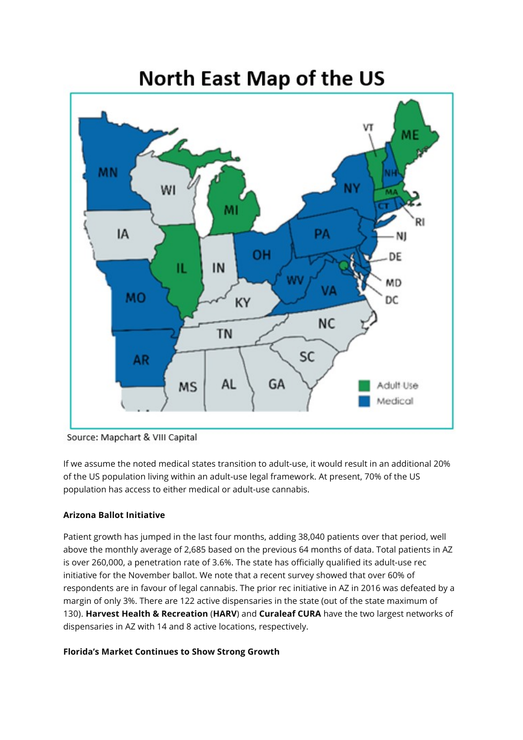## North East Map of the US

Source: Mapchart & VIII Capital

If we assume the noted medical states transition to adult-use, it would result in an additional 20% of the US population living within an adult-use legal framework. At present, 70% of the US population has access to either medical or adult-use cannabis.

**Arizona Ballot Initiative**

Patient growth has jumped in the last four months, adding 38,040 patients over that period, well above the monthly average of 2,685 based on the previous 64 months of data. Total patients in AZ is over 260,000, a penetration rate of 3.6%. The state has officially qualified its adult-use rec initiative for the November ballot. We note that a recent survey showed that over 60% of respondents are in favour of legal cannabis. The prior rec initiative in AZ in 2016 was defeated by a margin of only 3%. There are 122 active dispensaries in the state (out of the state maximum of 130). **Harvest Health & Recreation** (**HARV**) and **Curaleaf CURA** have the two largest networks of dispensaries in AZ with 14 and 8 active locations, respectively.

**Florida's Market Continues to Show Strong Growth**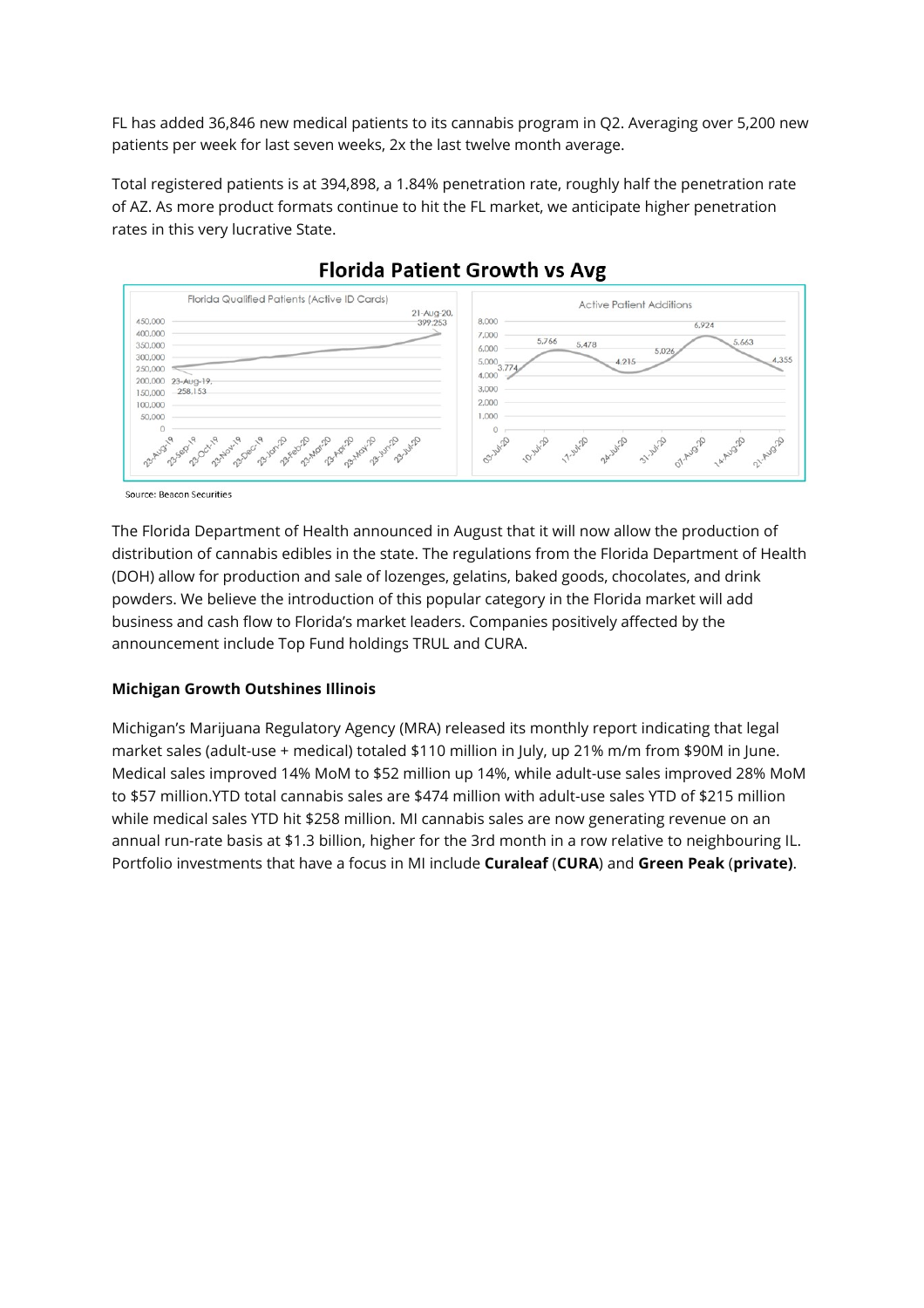FL has added 36,846 new medical patients to its cannabis program in Q2. Averaging over 5,200 new patients per week for last seven weeks, 2x the last twelve month average.

Total registered patients is at 394,898, a 1.84% penetration rate, roughly half the penetration rate of AZ. As more product formats continue to hit the FL market, we anticipate higher penetration rates in this very lucrative State.

**Florida Patient Growth vs Avg**

Source: Beacon Securities

The Florida Department of Health announced in August that it will now allow the production of distribution of cannabis edibles in the state. The regulations from the Florida Department of Health (DOH) allow for production and sale of lozenges, gelatins, baked goods, chocolates, and drink powders. We believe the introduction of this popular category in the Florida market will add business and cash flow to Florida's market leaders. Companies positively affected by the announcement include Top Fund holdings TRUL and CURA.

**Michigan Growth Outshines Illinois**

Michigan's Marijuana Regulatory Agency (MRA) released its monthly report indicating that legal market sales (adult-use + medical) totaled $110 million in July, up 21% m/m from $90M in June. Medical sales improved 14% MoM to $52 million up 14%, while adult-use sales improved 28% MoM to $57 million.YTD total cannabis sales are $474 million with adult-use sales YTD of $215 million while medical sales YTD hit $258 million. MI cannabis sales are now generating revenue on an annual run-rate basis at $1.3 billion, higher for the 3rd month in a row relative to neighbouring IL. Portfolio investments that have a focus in MI include **Curaleaf** (**CURA**) and **Green Peak** (**private)**.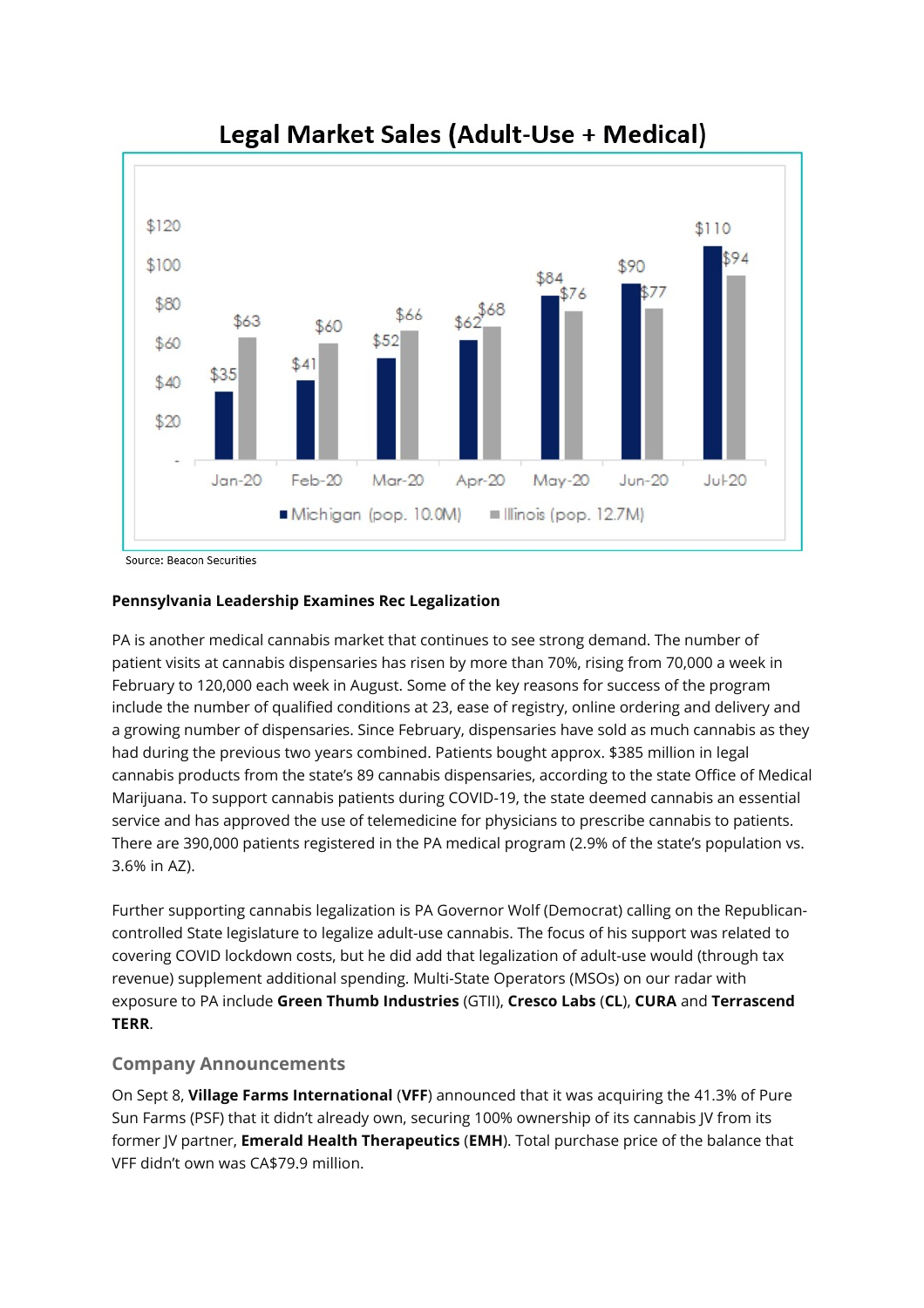## Legal Market Sales (Adult-Use + Medical)

| | Jan-20 | Feb-20 | Mar-20 | Apr-20 | May-20 | Jun-20 | Jul-20 |
|---|---|---|---|---|---|---|---|
| Michigan (pop. 10.0M) | $35 | $41 | $52 | $62 | $84 | $90 | $110 |
| Illinois (pop. 12.7M) | $63 | $60 | $66 | $68 | $76 | $77 | $94 |

Source: Beacon Securities

**Pennsylvania Leadership Examines Rec Legalization**

PA is another medical cannabis market that continues to see strong demand. The number of patient visits at cannabis dispensaries has risen by more than 70%, rising from 70,000 a week in February to 120,000 each week in August. Some of the key reasons for success of the program include the number of qualified conditions at 23, ease of registry, online ordering and delivery and a growing number of dispensaries. Since February, dispensaries have sold as much cannabis as they had during the previous two years combined. Patients bought approx. $385 million in legal cannabis products from the state's 89 cannabis dispensaries, according to the state Office of Medical Marijuana. To support cannabis patients during COVID-19, the state deemed cannabis an essential service and has approved the use of telemedicine for physicians to prescribe cannabis to patients. There are 390,000 patients registered in the PA medical program (2.9% of the state's population vs. 3.6% in AZ).

Further supporting cannabis legalization is PA Governor Wolf (Democrat) calling on the Republican-controlled State legislature to legalize adult-use cannabis. The focus of his support was related to covering COVID lockdown costs, but he did add that legalization of adult-use would (through tax revenue) supplement additional spending. Multi-State Operators (MSOs) on our radar with exposure to PA include **Green Thumb Industries** (GTII), **Cresco Labs** (**CL**), **CURA** and **Terrascend TERR**.

### Company Announcements

On Sept 8, **Village Farms International** (**VFF**) announced that it was acquiring the 41.3% of Pure Sun Farms (PSF) that it didn't already own, securing 100% ownership of its cannabis JV from its former JV partner, **Emerald Health Therapeutics** (**EMH**). Total purchase price of the balance that VFF didn't own was CA$79.9 million.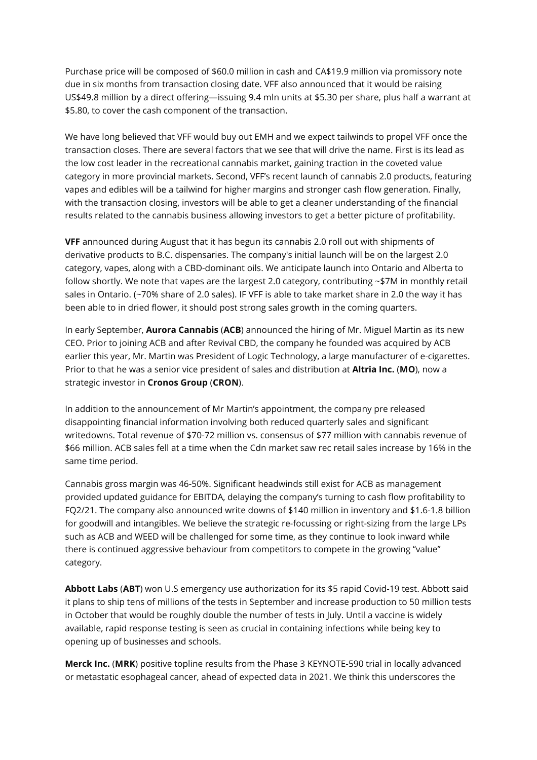Purchase price will be composed of $60.0 million in cash and CA$19.9 million via promissory note due in six months from transaction closing date. VFF also announced that it would be raising US$49.8 million by a direct offering—issuing 9.4 mln units at $5.30 per share, plus half a warrant at $5.80, to cover the cash component of the transaction.

We have long believed that VFF would buy out EMH and we expect tailwinds to propel VFF once the transaction closes. There are several factors that we see that will drive the name. First is its lead as the low cost leader in the recreational cannabis market, gaining traction in the coveted value category in more provincial markets. Second, VFF's recent launch of cannabis 2.0 products, featuring vapes and edibles will be a tailwind for higher margins and stronger cash flow generation. Finally, with the transaction closing, investors will be able to get a cleaner understanding of the financial results related to the cannabis business allowing investors to get a better picture of profitability.

**VFF** announced during August that it has begun its cannabis 2.0 roll out with shipments of derivative products to B.C. dispensaries. The company's initial launch will be on the largest 2.0 category, vapes, along with a CBD-dominant oils. We anticipate launch into Ontario and Alberta to follow shortly. We note that vapes are the largest 2.0 category, contributing ~$7M in monthly retail sales in Ontario. (~70% share of 2.0 sales). IF VFF is able to take market share in 2.0 the way it has been able to in dried flower, it should post strong sales growth in the coming quarters.

In early September, **Aurora Cannabis** (**ACB**) announced the hiring of Mr. Miguel Martin as its new CEO. Prior to joining ACB and after Revival CBD, the company he founded was acquired by ACB earlier this year, Mr. Martin was President of Logic Technology, a large manufacturer of e-cigarettes. Prior to that he was a senior vice president of sales and distribution at **Altria Inc.** (**MO**), now a strategic investor in **Cronos Group** (**CRON**).

In addition to the announcement of Mr Martin's appointment, the company pre released disappointing financial information involving both reduced quarterly sales and significant writedowns. Total revenue of $70-72 million vs. consensus of $77 million with cannabis revenue of $66 million. ACB sales fell at a time when the Cdn market saw rec retail sales increase by 16% in the same time period.

Cannabis gross margin was 46-50%. Significant headwinds still exist for ACB as management provided updated guidance for EBITDA, delaying the company's turning to cash flow profitability to FQ2/21. The company also announced write downs of $140 million in inventory and $1.6-1.8 billion for goodwill and intangibles. We believe the strategic re-focussing or right-sizing from the large LPs such as ACB and WEED will be challenged for some time, as they continue to look inward while there is continued aggressive behaviour from competitors to compete in the growing "value" category.

**Abbott Labs** (**ABT**) won U.S emergency use authorization for its $5 rapid Covid-19 test. Abbott said it plans to ship tens of millions of the tests in September and increase production to 50 million tests in October that would be roughly double the number of tests in July. Until a vaccine is widely available, rapid response testing is seen as crucial in containing infections while being key to opening up of businesses and schools.

**Merck Inc.** (**MRK**) positive topline results from the Phase 3 KEYNOTE-590 trial in locally advanced or metastatic esophageal cancer, ahead of expected data in 2021. We think this underscores the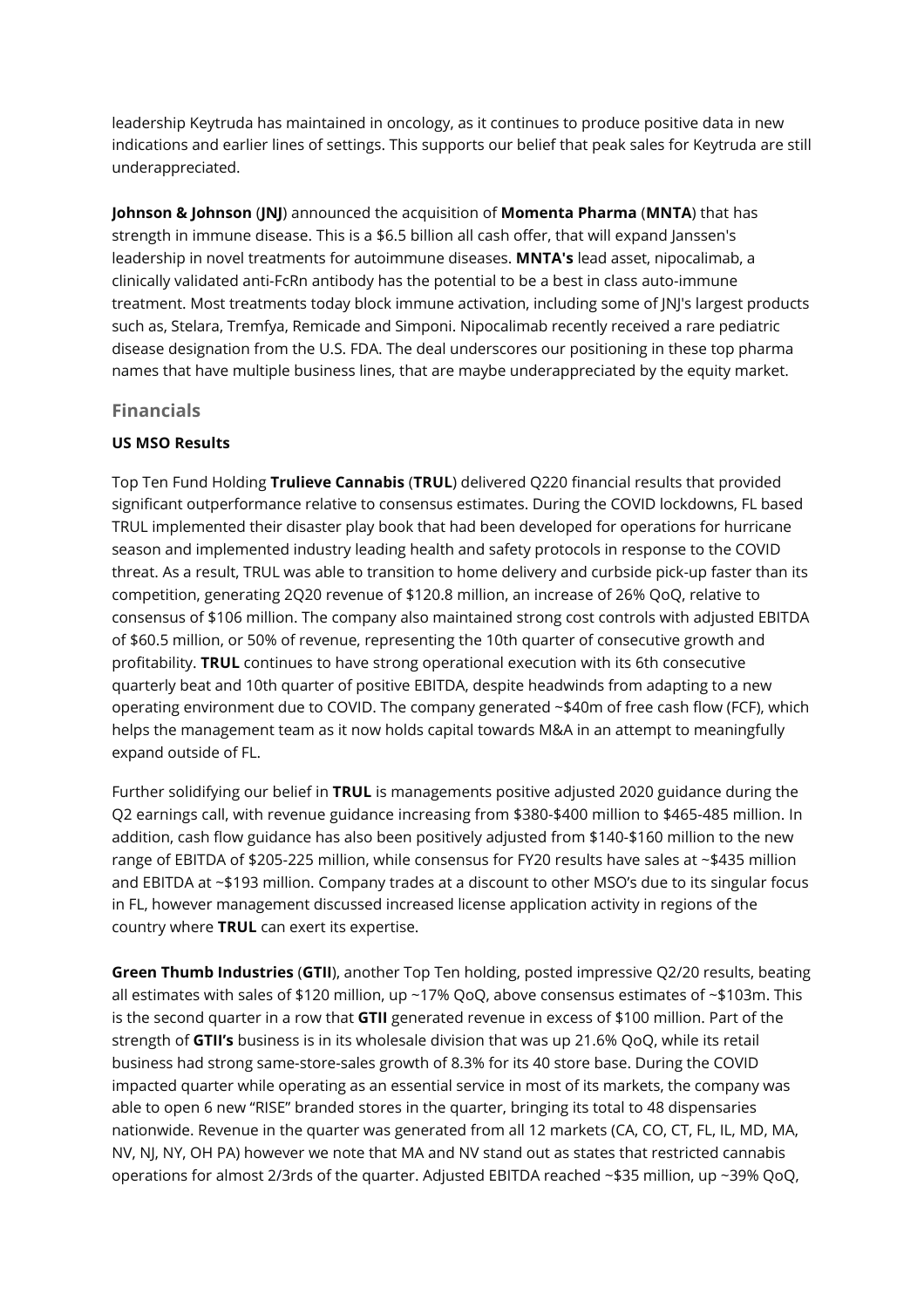leadership Keytruda has maintained in oncology, as it continues to produce positive data in new indications and earlier lines of settings. This supports our belief that peak sales for Keytruda are still underappreciated.

**Johnson & Johnson** (**JNJ**) announced the acquisition of **Momenta Pharma** (**MNTA**) that has strength in immune disease. This is a $6.5 billion all cash offer, that will expand Janssen's leadership in novel treatments for autoimmune diseases. **MNTA's** lead asset, nipocalimab, a clinically validated anti-FcRn antibody has the potential to be a best in class auto-immune treatment. Most treatments today block immune activation, including some of JNJ's largest products such as, Stelara, Tremfya, Remicade and Simponi. Nipocalimab recently received a rare pediatric disease designation from the U.S. FDA. The deal underscores our positioning in these top pharma names that have multiple business lines, that are maybe underappreciated by the equity market.

## Financials

### US MSO Results

Top Ten Fund Holding **Trulieve Cannabis** (**TRUL**) delivered Q220 financial results that provided significant outperformance relative to consensus estimates. During the COVID lockdowns, FL based TRUL implemented their disaster play book that had been developed for operations for hurricane season and implemented industry leading health and safety protocols in response to the COVID threat. As a result, TRUL was able to transition to home delivery and curbside pick-up faster than its competition, generating 2Q20 revenue of $120.8 million, an increase of 26% QoQ, relative to consensus of $106 million. The company also maintained strong cost controls with adjusted EBITDA of $60.5 million, or 50% of revenue, representing the 10th quarter of consecutive growth and profitability. **TRUL** continues to have strong operational execution with its 6th consecutive quarterly beat and 10th quarter of positive EBITDA, despite headwinds from adapting to a new operating environment due to COVID. The company generated ~$40m of free cash flow (FCF), which helps the management team as it now holds capital towards M&A in an attempt to meaningfully expand outside of FL.

Further solidifying our belief in **TRUL** is managements positive adjusted 2020 guidance during the Q2 earnings call, with revenue guidance increasing from $380-$400 million to $465-485 million. In addition, cash flow guidance has also been positively adjusted from $140-$160 million to the new range of EBITDA of $205-225 million, while consensus for FY20 results have sales at ~$435 million and EBITDA at ~$193 million. Company trades at a discount to other MSO's due to its singular focus in FL, however management discussed increased license application activity in regions of the country where **TRUL** can exert its expertise.

**Green Thumb Industries** (**GTII**), another Top Ten holding, posted impressive Q2/20 results, beating all estimates with sales of $120 million, up ~17% QoQ, above consensus estimates of ~$103m. This is the second quarter in a row that **GTII** generated revenue in excess of $100 million. Part of the strength of **GTII's** business is in its wholesale division that was up 21.6% QoQ, while its retail business had strong same-store-sales growth of 8.3% for its 40 store base. During the COVID impacted quarter while operating as an essential service in most of its markets, the company was able to open 6 new "RISE" branded stores in the quarter, bringing its total to 48 dispensaries nationwide. Revenue in the quarter was generated from all 12 markets (CA, CO, CT, FL, IL, MD, MA, NV, NJ, NY, OH PA) however we note that MA and NV stand out as states that restricted cannabis operations for almost 2/3rds of the quarter. Adjusted EBITDA reached ~$35 million, up ~39% QoQ,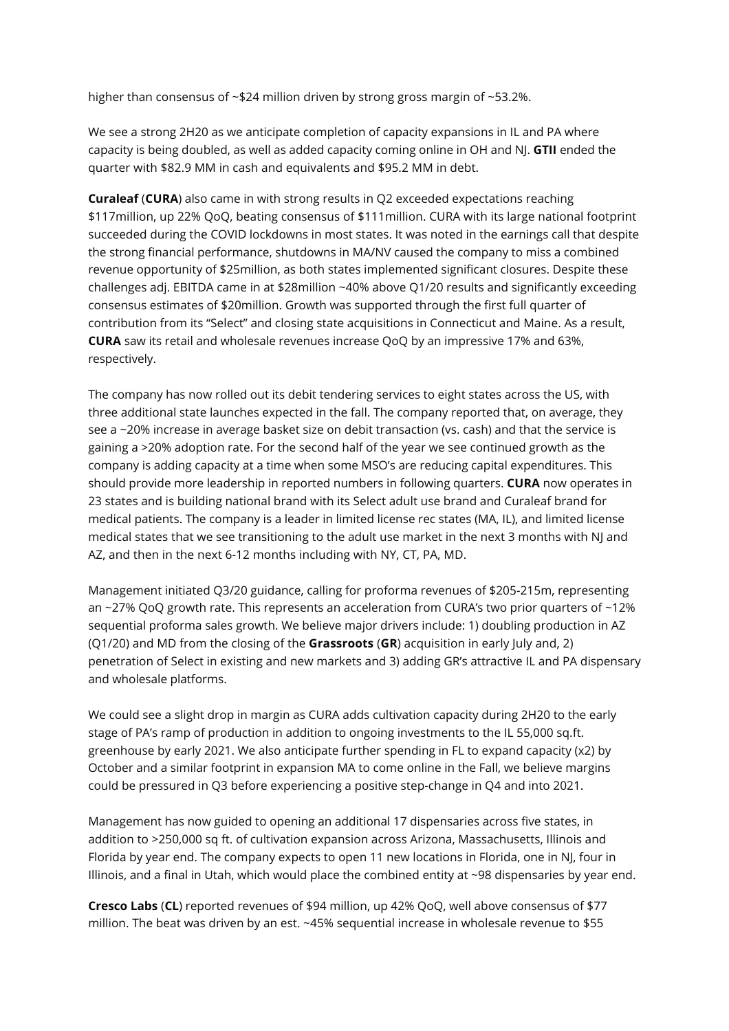higher than consensus of ~$24 million driven by strong gross margin of ~53.2%.

We see a strong 2H20 as we anticipate completion of capacity expansions in IL and PA where capacity is being doubled, as well as added capacity coming online in OH and NJ. **GTII** ended the quarter with $82.9 MM in cash and equivalents and $95.2 MM in debt.

**Curaleaf** (**CURA**) also came in with strong results in Q2 exceeded expectations reaching $117million, up 22% QoQ, beating consensus of $111million. CURA with its large national footprint succeeded during the COVID lockdowns in most states. It was noted in the earnings call that despite the strong financial performance, shutdowns in MA/NV caused the company to miss a combined revenue opportunity of $25million, as both states implemented significant closures. Despite these challenges adj. EBITDA came in at $28million ~40% above Q1/20 results and significantly exceeding consensus estimates of $20million. Growth was supported through the first full quarter of contribution from its "Select" and closing state acquisitions in Connecticut and Maine. As a result, **CURA** saw its retail and wholesale revenues increase QoQ by an impressive 17% and 63%, respectively.

The company has now rolled out its debit tendering services to eight states across the US, with three additional state launches expected in the fall. The company reported that, on average, they see a ~20% increase in average basket size on debit transaction (vs. cash) and that the service is gaining a >20% adoption rate. For the second half of the year we see continued growth as the company is adding capacity at a time when some MSO's are reducing capital expenditures. This should provide more leadership in reported numbers in following quarters. **CURA** now operates in 23 states and is building national brand with its Select adult use brand and Curaleaf brand for medical patients. The company is a leader in limited license rec states (MA, IL), and limited license medical states that we see transitioning to the adult use market in the next 3 months with NJ and AZ, and then in the next 6-12 months including with NY, CT, PA, MD.

Management initiated Q3/20 guidance, calling for proforma revenues of $205-215m, representing an ~27% QoQ growth rate. This represents an acceleration from CURA's two prior quarters of ~12% sequential proforma sales growth. We believe major drivers include: 1) doubling production in AZ (Q1/20) and MD from the closing of the **Grassroots** (**GR**) acquisition in early July and, 2) penetration of Select in existing and new markets and 3) adding GR's attractive IL and PA dispensary and wholesale platforms.

We could see a slight drop in margin as CURA adds cultivation capacity during 2H20 to the early stage of PA's ramp of production in addition to ongoing investments to the IL 55,000 sq.ft. greenhouse by early 2021. We also anticipate further spending in FL to expand capacity (x2) by October and a similar footprint in expansion MA to come online in the Fall, we believe margins could be pressured in Q3 before experiencing a positive step-change in Q4 and into 2021.

Management has now guided to opening an additional 17 dispensaries across five states, in addition to >250,000 sq ft. of cultivation expansion across Arizona, Massachusetts, Illinois and Florida by year end. The company expects to open 11 new locations in Florida, one in NJ, four in Illinois, and a final in Utah, which would place the combined entity at ~98 dispensaries by year end.

**Cresco Labs** (**CL**) reported revenues of $94 million, up 42% QoQ, well above consensus of $77 million. The beat was driven by an est. ~45% sequential increase in wholesale revenue to $55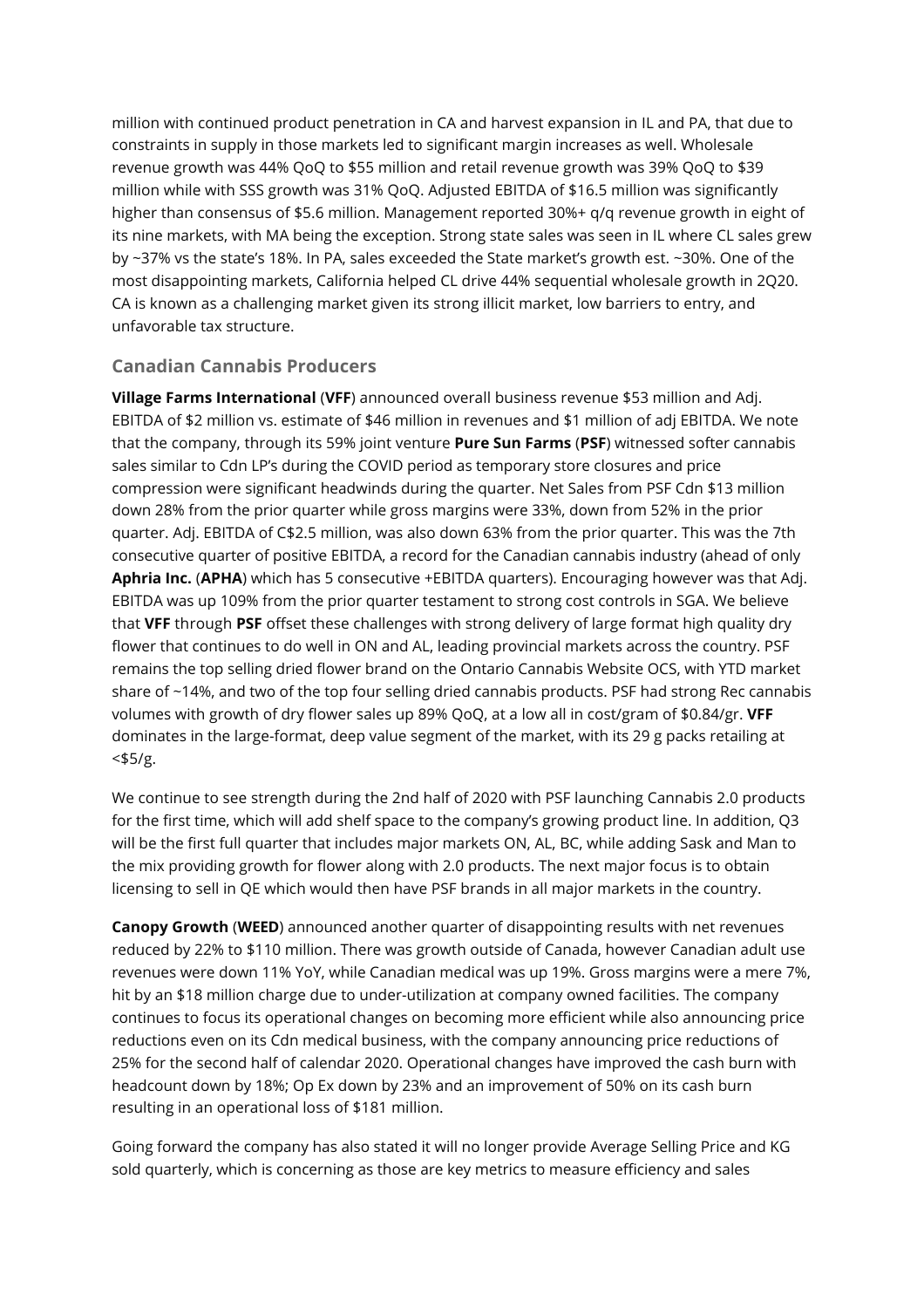million with continued product penetration in CA and harvest expansion in IL and PA, that due to constraints in supply in those markets led to significant margin increases as well. Wholesale revenue growth was 44% QoQ to $55 million and retail revenue growth was 39% QoQ to $39 million while with SSS growth was 31% QoQ. Adjusted EBITDA of $16.5 million was significantly higher than consensus of $5.6 million. Management reported 30%+ q/q revenue growth in eight of its nine markets, with MA being the exception. Strong state sales was seen in IL where CL sales grew by ~37% vs the state's 18%. In PA, sales exceeded the State market's growth est. ~30%. One of the most disappointing markets, California helped CL drive 44% sequential wholesale growth in 2Q20. CA is known as a challenging market given its strong illicit market, low barriers to entry, and unfavorable tax structure.

### Canadian Cannabis Producers

**Village Farms International** (**VFF**) announced overall business revenue $53 million and Adj. EBITDA of $2 million vs. estimate of $46 million in revenues and $1 million of adj EBITDA. We note that the company, through its 59% joint venture **Pure Sun Farms** (**PSF**) witnessed softer cannabis sales similar to Cdn LP's during the COVID period as temporary store closures and price compression were significant headwinds during the quarter. Net Sales from PSF Cdn $13 million down 28% from the prior quarter while gross margins were 33%, down from 52% in the prior quarter. Adj. EBITDA of C$2.5 million, was also down 63% from the prior quarter. This was the 7th consecutive quarter of positive EBITDA, a record for the Canadian cannabis industry (ahead of only **Aphria Inc.** (**APHA**) which has 5 consecutive +EBITDA quarters). Encouraging however was that Adj. EBITDA was up 109% from the prior quarter testament to strong cost controls in SGA. We believe that **VFF** through **PSF** offset these challenges with strong delivery of large format high quality dry flower that continues to do well in ON and AL, leading provincial markets across the country. PSF remains the top selling dried flower brand on the Ontario Cannabis Website OCS, with YTD market share of ~14%, and two of the top four selling dried cannabis products. PSF had strong Rec cannabis volumes with growth of dry flower sales up 89% QoQ, at a low all in cost/gram of $0.84/gr. **VFF** dominates in the large-format, deep value segment of the market, with its 29 g packs retailing at <$5/g.

We continue to see strength during the 2nd half of 2020 with PSF launching Cannabis 2.0 products for the first time, which will add shelf space to the company's growing product line. In addition, Q3 will be the first full quarter that includes major markets ON, AL, BC, while adding Sask and Man to the mix providing growth for flower along with 2.0 products. The next major focus is to obtain licensing to sell in QE which would then have PSF brands in all major markets in the country.

**Canopy Growth** (**WEED**) announced another quarter of disappointing results with net revenues reduced by 22% to $110 million. There was growth outside of Canada, however Canadian adult use revenues were down 11% YoY, while Canadian medical was up 19%. Gross margins were a mere 7%, hit by an $18 million charge due to under-utilization at company owned facilities. The company continues to focus its operational changes on becoming more efficient while also announcing price reductions even on its Cdn medical business, with the company announcing price reductions of 25% for the second half of calendar 2020. Operational changes have improved the cash burn with headcount down by 18%; Op Ex down by 23% and an improvement of 50% on its cash burn resulting in an operational loss of $181 million.

Going forward the company has also stated it will no longer provide Average Selling Price and KG sold quarterly, which is concerning as those are key metrics to measure efficiency and sales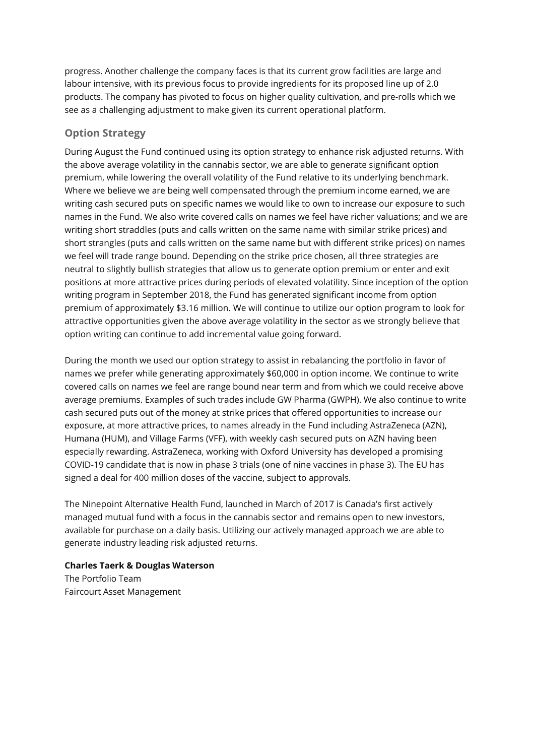progress. Another challenge the company faces is that its current grow facilities are large and labour intensive, with its previous focus to provide ingredients for its proposed line up of 2.0 products. The company has pivoted to focus on higher quality cultivation, and pre-rolls which we see as a challenging adjustment to make given its current operational platform.

## Option Strategy

During August the Fund continued using its option strategy to enhance risk adjusted returns. With the above average volatility in the cannabis sector, we are able to generate significant option premium, while lowering the overall volatility of the Fund relative to its underlying benchmark. Where we believe we are being well compensated through the premium income earned, we are writing cash secured puts on specific names we would like to own to increase our exposure to such names in the Fund. We also write covered calls on names we feel have richer valuations; and we are writing short straddles (puts and calls written on the same name with similar strike prices) and short strangles (puts and calls written on the same name but with different strike prices) on names we feel will trade range bound. Depending on the strike price chosen, all three strategies are neutral to slightly bullish strategies that allow us to generate option premium or enter and exit positions at more attractive prices during periods of elevated volatility. Since inception of the option writing program in September 2018, the Fund has generated significant income from option premium of approximately $3.16 million. We will continue to utilize our option program to look for attractive opportunities given the above average volatility in the sector as we strongly believe that option writing can continue to add incremental value going forward.

During the month we used our option strategy to assist in rebalancing the portfolio in favor of names we prefer while generating approximately $60,000 in option income. We continue to write covered calls on names we feel are range bound near term and from which we could receive above average premiums. Examples of such trades include GW Pharma (GWPH). We also continue to write cash secured puts out of the money at strike prices that offered opportunities to increase our exposure, at more attractive prices, to names already in the Fund including AstraZeneca (AZN), Humana (HUM), and Village Farms (VFF), with weekly cash secured puts on AZN having been especially rewarding. AstraZeneca, working with Oxford University has developed a promising COVID-19 candidate that is now in phase 3 trials (one of nine vaccines in phase 3). The EU has signed a deal for 400 million doses of the vaccine, subject to approvals.

The Ninepoint Alternative Health Fund, launched in March of 2017 is Canada's first actively managed mutual fund with a focus in the cannabis sector and remains open to new investors, available for purchase on a daily basis. Utilizing our actively managed approach we are able to generate industry leading risk adjusted returns.

**Charles Taerk & Douglas Waterson**
The Portfolio Team
Faircourt Asset Management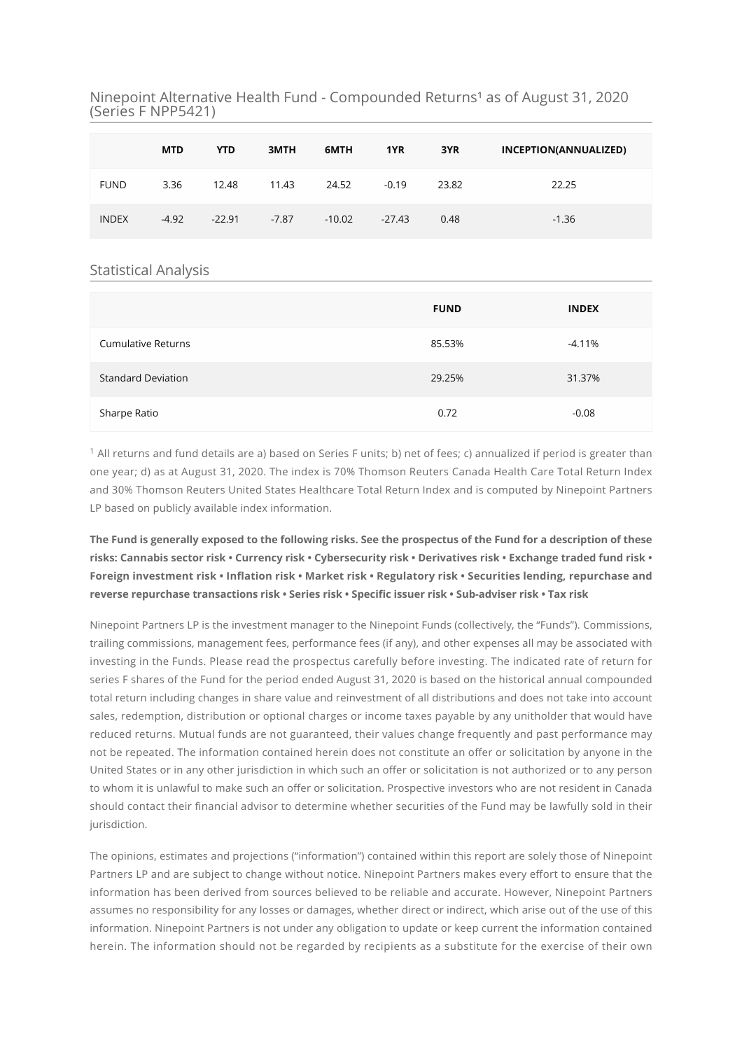## Ninepoint Alternative Health Fund - Compounded Returns[1] as of August 31, 2020 (Series F NPP5421)

| | MTD | YTD | 3MTH | 6MTH | 1YR | 3YR | INCEPTION(ANNUALIZED) |
|---|---|---|---|---|---|---|---|
| FUND | 3.36 | 12.48 | 11.43 | 24.52 | -0.19 | 23.82 | 22.25 |
| INDEX | -4.92 | -22.91 | -7.87 | -10.02 | -27.43 | 0.48 | -1.36 |

## Statistical Analysis

| | FUND | INDEX |
|---|---|---|
| Cumulative Returns | 85.53% | -4.11% |
| Standard Deviation | 29.25% | 31.37% |
| Sharpe Ratio | 0.72 | -0.08 |

[1] All returns and fund details are a) based on Series F units; b) net of fees; c) annualized if period is greater than one year; d) as at August 31, 2020. The index is 70% Thomson Reuters Canada Health Care Total Return Index and 30% Thomson Reuters United States Healthcare Total Return Index and is computed by Ninepoint Partners LP based on publicly available index information.

**The Fund is generally exposed to the following risks. See the prospectus of the Fund for a description of these risks: Cannabis sector risk • Currency risk • Cybersecurity risk • Derivatives risk • Exchange traded fund risk • Foreign investment risk • Inflation risk • Market risk • Regulatory risk • Securities lending, repurchase and reverse repurchase transactions risk • Series risk • Specific issuer risk • Sub-adviser risk • Tax risk**

Ninepoint Partners LP is the investment manager to the Ninepoint Funds (collectively, the "Funds"). Commissions, trailing commissions, management fees, performance fees (if any), and other expenses all may be associated with investing in the Funds. Please read the prospectus carefully before investing. The indicated rate of return for series F shares of the Fund for the period ended August 31, 2020 is based on the historical annual compounded total return including changes in share value and reinvestment of all distributions and does not take into account sales, redemption, distribution or optional charges or income taxes payable by any unitholder that would have reduced returns. Mutual funds are not guaranteed, their values change frequently and past performance may not be repeated. The information contained herein does not constitute an offer or solicitation by anyone in the United States or in any other jurisdiction in which such an offer or solicitation is not authorized or to any person to whom it is unlawful to make such an offer or solicitation. Prospective investors who are not resident in Canada should contact their financial advisor to determine whether securities of the Fund may be lawfully sold in their jurisdiction.

The opinions, estimates and projections ("information") contained within this report are solely those of Ninepoint Partners LP and are subject to change without notice. Ninepoint Partners makes every effort to ensure that the information has been derived from sources believed to be reliable and accurate. However, Ninepoint Partners assumes no responsibility for any losses or damages, whether direct or indirect, which arise out of the use of this information. Ninepoint Partners is not under any obligation to update or keep current the information contained herein. The information should not be regarded by recipients as a substitute for the exercise of their own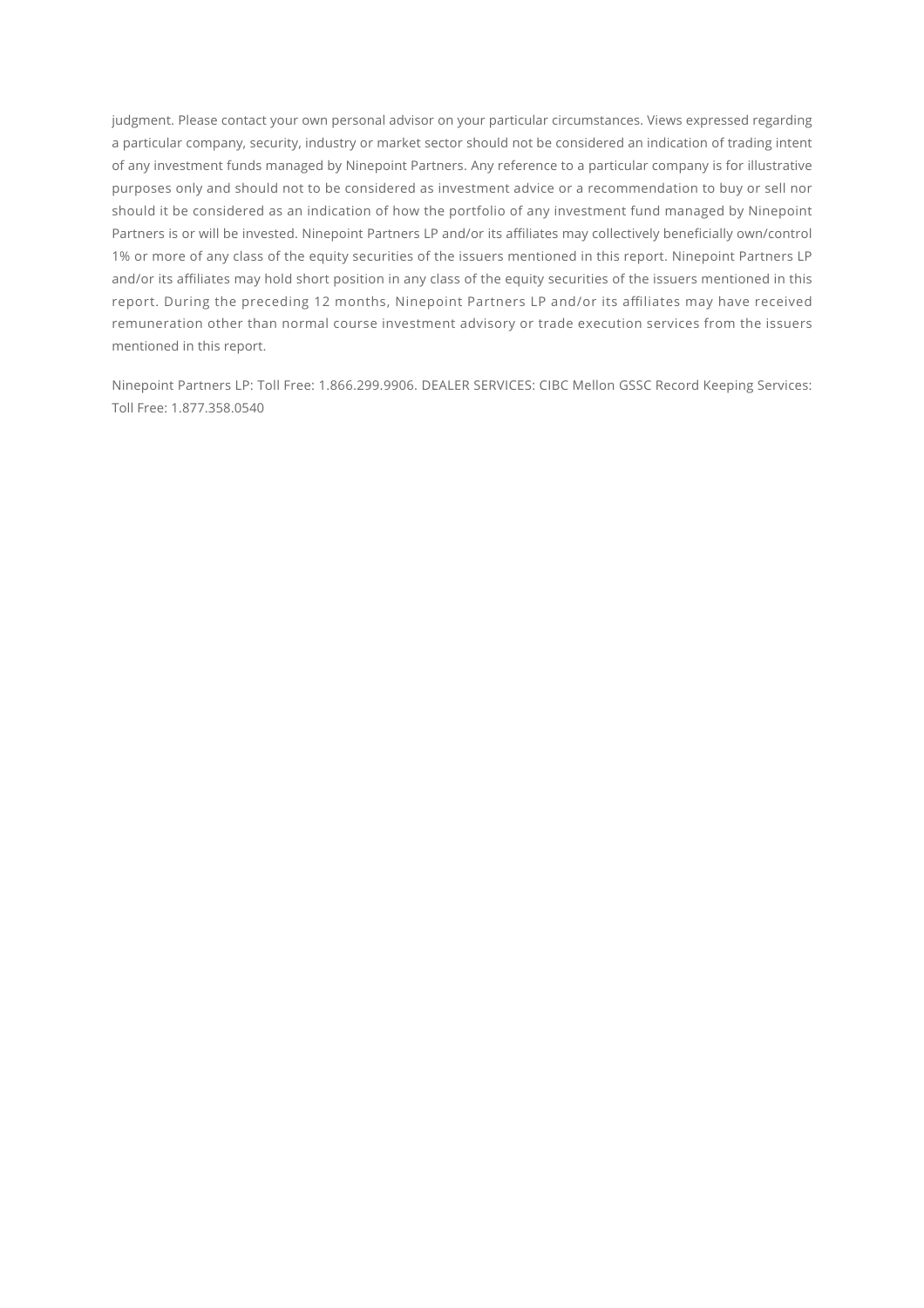judgment. Please contact your own personal advisor on your particular circumstances. Views expressed regarding a particular company, security, industry or market sector should not be considered an indication of trading intent of any investment funds managed by Ninepoint Partners. Any reference to a particular company is for illustrative purposes only and should not to be considered as investment advice or a recommendation to buy or sell nor should it be considered as an indication of how the portfolio of any investment fund managed by Ninepoint Partners is or will be invested. Ninepoint Partners LP and/or its affiliates may collectively beneficially own/control 1% or more of any class of the equity securities of the issuers mentioned in this report. Ninepoint Partners LP and/or its affiliates may hold short position in any class of the equity securities of the issuers mentioned in this report. During the preceding 12 months, Ninepoint Partners LP and/or its affiliates may have received remuneration other than normal course investment advisory or trade execution services from the issuers mentioned in this report.

Ninepoint Partners LP: Toll Free: 1.866.299.9906. DEALER SERVICES: CIBC Mellon GSSC Record Keeping Services: Toll Free: 1.877.358.0540